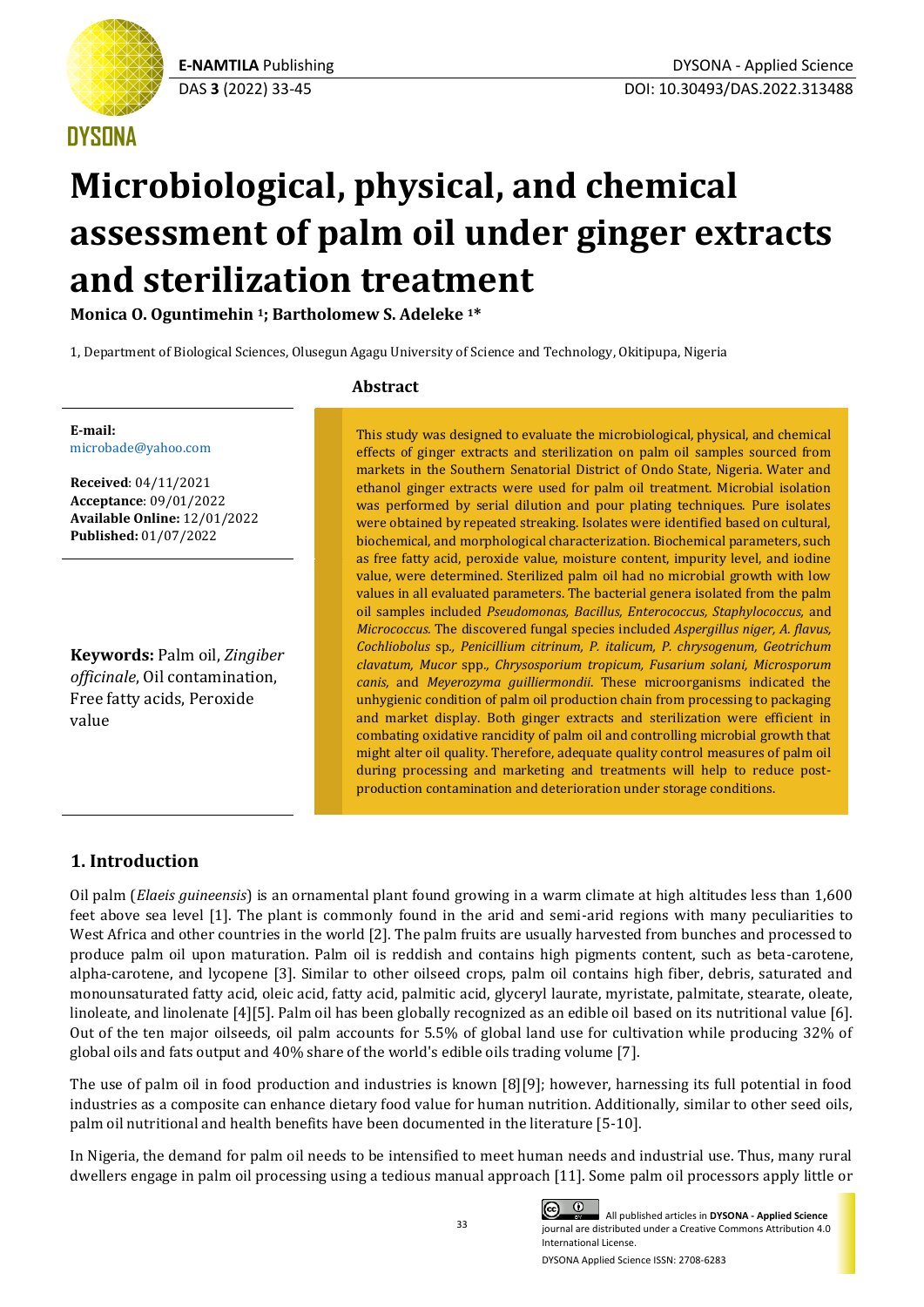# Microbiological, physical, and chemical assessment of palm oil under ginger extracts and sterilization treatment

**Monica O. Oguntimehin [1]; Bartholomew S. Adeleke [1]***

1, Department of Biological Sciences, Olusegun Agagu University of Science and Technology, Okitipupa, Nigeria

**E-mail:** microbade@yahoo.com

**Received**: 04/11/2021
**Acceptance**: 09/01/2022
**Available Online:** 12/01/2022
**Published:** 01/07/2022

**Keywords:** Palm oil, *Zingiber officinale*, Oil contamination, Free fatty acids, Peroxide value

## Abstract

This study was designed to evaluate the microbiological, physical, and chemical effects of ginger extracts and sterilization on palm oil samples sourced from markets in the Southern Senatorial District of Ondo State, Nigeria. Water and ethanol ginger extracts were used for palm oil treatment. Microbial isolation was performed by serial dilution and pour plating techniques. Pure isolates were obtained by repeated streaking. Isolates were identified based on cultural, biochemical, and morphological characterization. Biochemical parameters, such as free fatty acid, peroxide value, moisture content, impurity level, and iodine value, were determined. Sterilized palm oil had no microbial growth with low values in all evaluated parameters. The bacterial genera isolated from the palm oil samples included *Pseudomonas, Bacillus, Enterococcus, Staphylococcus,* and *Micrococcus.* The discovered fungal species included *Aspergillus niger, A. flavus, Cochliobolus* sp., *Penicillium citrinum, P. italicum, P. chrysogenum, Geotrichum clavatum, Mucor* spp., *Chrysosporium tropicum, Fusarium solani, Microsporum canis,* and *Meyerozyma guilliermondii.* These microorganisms indicated the unhygienic condition of palm oil production chain from processing to packaging and market display. Both ginger extracts and sterilization were efficient in combating oxidative rancidity of palm oil and controlling microbial growth that might alter oil quality. Therefore, adequate quality control measures of palm oil during processing and marketing and treatments will help to reduce post-production contamination and deterioration under storage conditions.

## 1. Introduction

Oil palm (*Elaeis guineensis*) is an ornamental plant found growing in a warm climate at high altitudes less than 1,600 feet above sea level [1]. The plant is commonly found in the arid and semi-arid regions with many peculiarities to West Africa and other countries in the world [2]. The palm fruits are usually harvested from bunches and processed to produce palm oil upon maturation. Palm oil is reddish and contains high pigments content, such as beta-carotene, alpha-carotene, and lycopene [3]. Similar to other oilseed crops, palm oil contains high fiber, debris, saturated and monounsaturated fatty acid, oleic acid, fatty acid, palmitic acid, glyceryl laurate, myristate, palmitate, stearate, oleate, linoleate, and linolenate [4][5]. Palm oil has been globally recognized as an edible oil based on its nutritional value [6]. Out of the ten major oilseeds, oil palm accounts for 5.5% of global land use for cultivation while producing 32% of global oils and fats output and 40% share of the world's edible oils trading volume [7].

The use of palm oil in food production and industries is known [8][9]; however, harnessing its full potential in food industries as a composite can enhance dietary food value for human nutrition. Additionally, similar to other seed oils, palm oil nutritional and health benefits have been documented in the literature [5-10].

In Nigeria, the demand for palm oil needs to be intensified to meet human needs and industrial use. Thus, many rural dwellers engage in palm oil processing using a tedious manual approach [11]. Some palm oil processors apply little or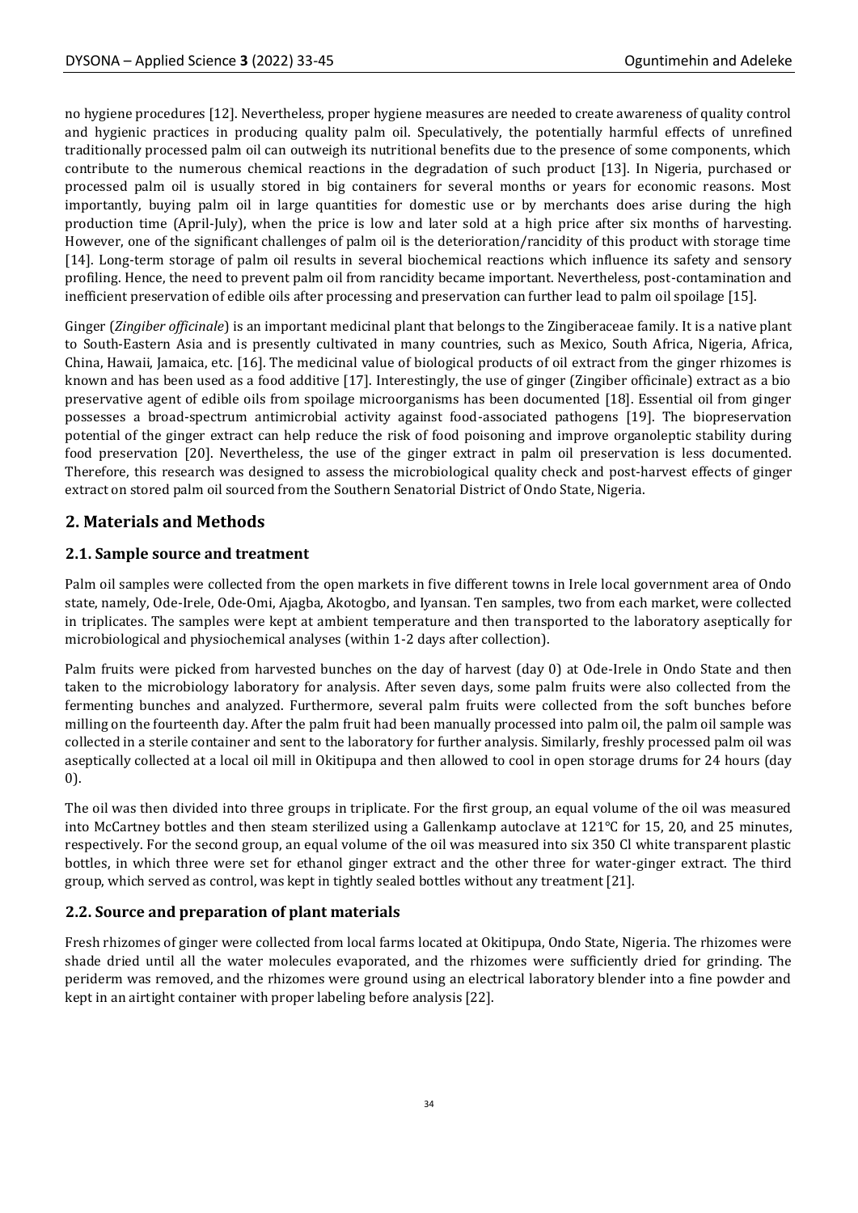no hygiene procedures [12]. Nevertheless, proper hygiene measures are needed to create awareness of quality control and hygienic practices in producing quality palm oil. Speculatively, the potentially harmful effects of unrefined traditionally processed palm oil can outweigh its nutritional benefits due to the presence of some components, which contribute to the numerous chemical reactions in the degradation of such product [13]. In Nigeria, purchased or processed palm oil is usually stored in big containers for several months or years for economic reasons. Most importantly, buying palm oil in large quantities for domestic use or by merchants does arise during the high production time (April-July), when the price is low and later sold at a high price after six months of harvesting. However, one of the significant challenges of palm oil is the deterioration/rancidity of this product with storage time [14]. Long-term storage of palm oil results in several biochemical reactions which influence its safety and sensory profiling. Hence, the need to prevent palm oil from rancidity became important. Nevertheless, post-contamination and inefficient preservation of edible oils after processing and preservation can further lead to palm oil spoilage [15].

Ginger (*Zingiber officinale*) is an important medicinal plant that belongs to the Zingiberaceae family. It is a native plant to South-Eastern Asia and is presently cultivated in many countries, such as Mexico, South Africa, Nigeria, Africa, China, Hawaii, Jamaica, etc. [16]. The medicinal value of biological products of oil extract from the ginger rhizomes is known and has been used as a food additive [17]. Interestingly, the use of ginger (Zingiber officinale) extract as a bio preservative agent of edible oils from spoilage microorganisms has been documented [18]. Essential oil from ginger possesses a broad-spectrum antimicrobial activity against food-associated pathogens [19]. The biopreservation potential of the ginger extract can help reduce the risk of food poisoning and improve organoleptic stability during food preservation [20]. Nevertheless, the use of the ginger extract in palm oil preservation is less documented. Therefore, this research was designed to assess the microbiological quality check and post-harvest effects of ginger extract on stored palm oil sourced from the Southern Senatorial District of Ondo State, Nigeria.

## 2. Materials and Methods

### 2.1. Sample source and treatment

Palm oil samples were collected from the open markets in five different towns in Irele local government area of Ondo state, namely, Ode-Irele, Ode-Omi, Ajagba, Akotogbo, and Iyansan. Ten samples, two from each market, were collected in triplicates. The samples were kept at ambient temperature and then transported to the laboratory aseptically for microbiological and physiochemical analyses (within 1-2 days after collection).

Palm fruits were picked from harvested bunches on the day of harvest (day 0) at Ode-Irele in Ondo State and then taken to the microbiology laboratory for analysis. After seven days, some palm fruits were also collected from the fermenting bunches and analyzed. Furthermore, several palm fruits were collected from the soft bunches before milling on the fourteenth day. After the palm fruit had been manually processed into palm oil, the palm oil sample was collected in a sterile container and sent to the laboratory for further analysis. Similarly, freshly processed palm oil was aseptically collected at a local oil mill in Okitipupa and then allowed to cool in open storage drums for 24 hours (day 0).

The oil was then divided into three groups in triplicate. For the first group, an equal volume of the oil was measured into McCartney bottles and then steam sterilized using a Gallenkamp autoclave at 121°C for 15, 20, and 25 minutes, respectively. For the second group, an equal volume of the oil was measured into six 350 Cl white transparent plastic bottles, in which three were set for ethanol ginger extract and the other three for water-ginger extract. The third group, which served as control, was kept in tightly sealed bottles without any treatment [21].

### 2.2. Source and preparation of plant materials

Fresh rhizomes of ginger were collected from local farms located at Okitipupa, Ondo State, Nigeria. The rhizomes were shade dried until all the water molecules evaporated, and the rhizomes were sufficiently dried for grinding. The periderm was removed, and the rhizomes were ground using an electrical laboratory blender into a fine powder and kept in an airtight container with proper labeling before analysis [22].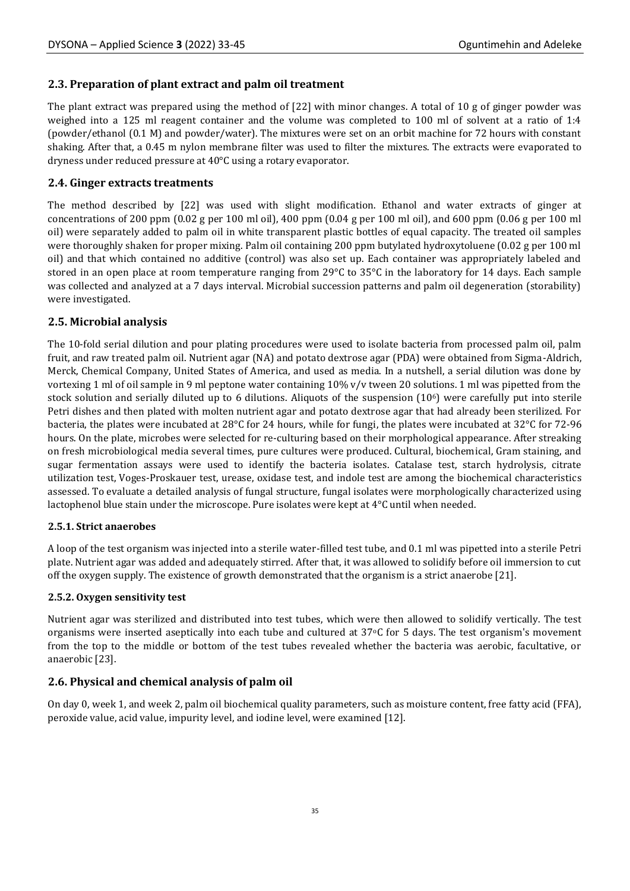## 2.3. Preparation of plant extract and palm oil treatment

The plant extract was prepared using the method of [22] with minor changes. A total of 10 g of ginger powder was weighed into a 125 ml reagent container and the volume was completed to 100 ml of solvent at a ratio of 1:4 (powder/ethanol (0.1 M) and powder/water). The mixtures were set on an orbit machine for 72 hours with constant shaking. After that, a 0.45 m nylon membrane filter was used to filter the mixtures. The extracts were evaporated to dryness under reduced pressure at 40°C using a rotary evaporator.

## 2.4. Ginger extracts treatments

The method described by [22] was used with slight modification. Ethanol and water extracts of ginger at concentrations of 200 ppm (0.02 g per 100 ml oil), 400 ppm (0.04 g per 100 ml oil), and 600 ppm (0.06 g per 100 ml oil) were separately added to palm oil in white transparent plastic bottles of equal capacity. The treated oil samples were thoroughly shaken for proper mixing. Palm oil containing 200 ppm butylated hydroxytoluene (0.02 g per 100 ml oil) and that which contained no additive (control) was also set up. Each container was appropriately labeled and stored in an open place at room temperature ranging from 29°C to 35°C in the laboratory for 14 days. Each sample was collected and analyzed at a 7 days interval. Microbial succession patterns and palm oil degeneration (storability) were investigated.

## 2.5. Microbial analysis

The 10-fold serial dilution and pour plating procedures were used to isolate bacteria from processed palm oil, palm fruit, and raw treated palm oil. Nutrient agar (NA) and potato dextrose agar (PDA) were obtained from Sigma-Aldrich, Merck, Chemical Company, United States of America, and used as media. In a nutshell, a serial dilution was done by vortexing 1 ml of oil sample in 9 ml peptone water containing 10% v/v tween 20 solutions. 1 ml was pipetted from the stock solution and serially diluted up to 6 dilutions. Aliquots of the suspension ($10^6$) were carefully put into sterile Petri dishes and then plated with molten nutrient agar and potato dextrose agar that had already been sterilized. For bacteria, the plates were incubated at 28°C for 24 hours, while for fungi, the plates were incubated at 32°C for 72-96 hours. On the plate, microbes were selected for re-culturing based on their morphological appearance. After streaking on fresh microbiological media several times, pure cultures were produced. Cultural, biochemical, Gram staining, and sugar fermentation assays were used to identify the bacteria isolates. Catalase test, starch hydrolysis, citrate utilization test, Voges-Proskauer test, urease, oxidase test, and indole test are among the biochemical characteristics assessed. To evaluate a detailed analysis of fungal structure, fungal isolates were morphologically characterized using lactophenol blue stain under the microscope. Pure isolates were kept at 4°C until when needed.

### 2.5.1. Strict anaerobes

A loop of the test organism was injected into a sterile water-filled test tube, and 0.1 ml was pipetted into a sterile Petri plate. Nutrient agar was added and adequately stirred. After that, it was allowed to solidify before oil immersion to cut off the oxygen supply. The existence of growth demonstrated that the organism is a strict anaerobe [21].

### 2.5.2. Oxygen sensitivity test

Nutrient agar was sterilized and distributed into test tubes, which were then allowed to solidify vertically. The test organisms were inserted aseptically into each tube and cultured at 37°C for 5 days. The test organism's movement from the top to the middle or bottom of the test tubes revealed whether the bacteria was aerobic, facultative, or anaerobic [23].

## 2.6. Physical and chemical analysis of palm oil

On day 0, week 1, and week 2, palm oil biochemical quality parameters, such as moisture content, free fatty acid (FFA), peroxide value, acid value, impurity level, and iodine level, were examined [12].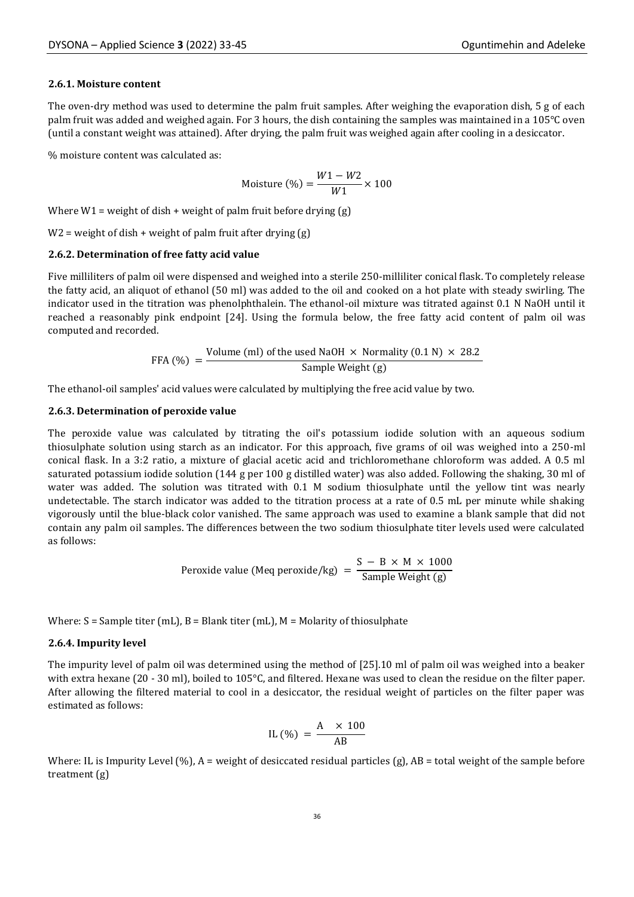#### 2.6.1. Moisture content

The oven-dry method was used to determine the palm fruit samples. After weighing the evaporation dish, 5 g of each palm fruit was added and weighed again. For 3 hours, the dish containing the samples was maintained in a 105°C oven (until a constant weight was attained). After drying, the palm fruit was weighed again after cooling in a desiccator.

% moisture content was calculated as:

$$\text{Moisture (\%)} = \frac{W1 - W2}{W1} \times 100$$

Where W1 = weight of dish + weight of palm fruit before drying (g)

W2 = weight of dish + weight of palm fruit after drying (g)

#### 2.6.2. Determination of free fatty acid value

Five milliliters of palm oil were dispensed and weighed into a sterile 250-milliliter conical flask. To completely release the fatty acid, an aliquot of ethanol (50 ml) was added to the oil and cooked on a hot plate with steady swirling. The indicator used in the titration was phenolphthalein. The ethanol-oil mixture was titrated against 0.1 N NaOH until it reached a reasonably pink endpoint [24]. Using the formula below, the free fatty acid content of palm oil was computed and recorded.

$$\text{FFA (\%)} = \frac{\text{Volume (ml) of the used NaOH} \times \text{Normality (0.1 N)} \times 28.2}{\text{Sample Weight (g)}}$$

The ethanol-oil samples' acid values were calculated by multiplying the free acid value by two.

#### 2.6.3. Determination of peroxide value

The peroxide value was calculated by titrating the oil's potassium iodide solution with an aqueous sodium thiosulphate solution using starch as an indicator. For this approach, five grams of oil was weighed into a 250-ml conical flask. In a 3:2 ratio, a mixture of glacial acetic acid and trichloromethane chloroform was added. A 0.5 ml saturated potassium iodide solution (144 g per 100 g distilled water) was also added. Following the shaking, 30 ml of water was added. The solution was titrated with 0.1 M sodium thiosulphate until the yellow tint was nearly undetectable. The starch indicator was added to the titration process at a rate of 0.5 mL per minute while shaking vigorously until the blue-black color vanished. The same approach was used to examine a blank sample that did not contain any palm oil samples. The differences between the two sodium thiosulphate titer levels used were calculated as follows:

$$\text{Peroxide value (Meq peroxide/kg)} = \frac{\text{S} - \text{B} \times \text{M} \times 1000}{\text{Sample Weight (g)}}$$

Where: S = Sample titer (mL), B = Blank titer (mL), M = Molarity of thiosulphate

#### 2.6.4. Impurity level

The impurity level of palm oil was determined using the method of [25].10 ml of palm oil was weighed into a beaker with extra hexane (20 - 30 ml), boiled to 105°C, and filtered. Hexane was used to clean the residue on the filter paper. After allowing the filtered material to cool in a desiccator, the residual weight of particles on the filter paper was estimated as follows:

$$\text{IL (\%)} = \frac{\text{A} \times 100}{\text{AB}}$$

Where: IL is Impurity Level (%), A = weight of desiccated residual particles (g), AB = total weight of the sample before treatment (g)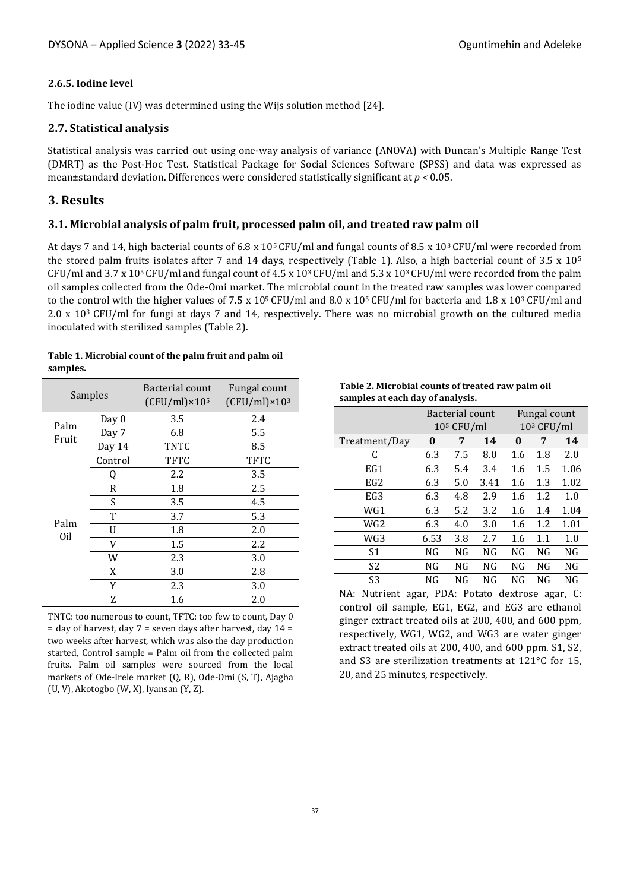#### 2.6.5. Iodine level

The iodine value (IV) was determined using the Wijs solution method [24].

### 2.7. Statistical analysis

Statistical analysis was carried out using one-way analysis of variance (ANOVA) with Duncan's Multiple Range Test (DMRT) as the Post-Hoc Test. Statistical Package for Social Sciences Software (SPSS) and data was expressed as mean±standard deviation. Differences were considered statistically significant at $p < 0.05$.

## 3. Results

### 3.1. Microbial analysis of palm fruit, processed palm oil, and treated raw palm oil

At days 7 and 14, high bacterial counts of 6.8 x $10^5$ CFU/ml and fungal counts of 8.5 x $10^3$ CFU/ml were recorded from the stored palm fruits isolates after 7 and 14 days, respectively (Table 1). Also, a high bacterial count of 3.5 x $10^5$ CFU/ml and 3.7 x $10^5$ CFU/ml and fungal count of 4.5 x $10^3$ CFU/ml and 5.3 x $10^3$ CFU/ml were recorded from the palm oil samples collected from the Ode-Omi market. The microbial count in the treated raw samples was lower compared to the control with the higher values of 7.5 x $10^5$ CFU/ml and 8.0 x $10^5$ CFU/ml for bacteria and 1.8 x $10^3$ CFU/ml and 2.0 x $10^3$ CFU/ml for fungi at days 7 and 14, respectively. There was no microbial growth on the cultured media inoculated with sterilized samples (Table 2).

**Table 1. Microbial count of the palm fruit and palm oil samples.**

| Samples | | Bacterial count (CFU/ml)×$10^5$ | Fungal count (CFU/ml)×$10^3$ |
|---|---|---|---|
| Palm Fruit | Day 0 | 3.5 | 2.4 |
| | Day 7 | 6.8 | 5.5 |
| | Day 14 | TNTC | 8.5 |
| Palm Oil | Control | TFTC | TFTC |
| | Q | 2.2 | 3.5 |
| | R | 1.8 | 2.5 |
| | S | 3.5 | 4.5 |
| | T | 3.7 | 5.3 |
| | U | 1.8 | 2.0 |
| | V | 1.5 | 2.2 |
| | W | 2.3 | 3.0 |
| | X | 3.0 | 2.8 |
| | Y | 2.3 | 3.0 |
| | Z | 1.6 | 2.0 |

TNTC: too numerous to count, TFTC: too few to count, Day 0 = day of harvest, day 7 = seven days after harvest, day 14 = two weeks after harvest, which was also the day production started, Control sample = Palm oil from the collected palm fruits. Palm oil samples were sourced from the local markets of Ode-Irele market (Q, R), Ode-Omi (S, T), Ajagba (U, V), Akotogbo (W, X), Iyansan (Y, Z).

**Table 2. Microbial counts of treated raw palm oil samples at each day of analysis.**

| | Bacterial count $10^5$ CFU/ml | | | Fungal count $10^3$ CFU/ml | | |
|---|---|---|---|---|---|---|
| Treatment/Day | **0** | **7** | **14** | **0** | **7** | **14** |
| C | 6.3 | 7.5 | 8.0 | 1.6 | 1.8 | 2.0 |
| EG1 | 6.3 | 5.4 | 3.4 | 1.6 | 1.5 | 1.06 |
| EG2 | 6.3 | 5.0 | 3.41 | 1.6 | 1.3 | 1.02 |
| EG3 | 6.3 | 4.8 | 2.9 | 1.6 | 1.2 | 1.0 |
| WG1 | 6.3 | 5.2 | 3.2 | 1.6 | 1.4 | 1.04 |
| WG2 | 6.3 | 4.0 | 3.0 | 1.6 | 1.2 | 1.01 |
| WG3 | 6.53 | 3.8 | 2.7 | 1.6 | 1.1 | 1.0 |
| S1 | NG | NG | NG | NG | NG | NG |
| S2 | NG | NG | NG | NG | NG | NG |
| S3 | NG | NG | NG | NG | NG | NG |

NA: Nutrient agar, PDA: Potato dextrose agar, C: control oil sample, EG1, EG2, and EG3 are ethanol ginger extract treated oils at 200, 400, and 600 ppm, respectively, WG1, WG2, and WG3 are water ginger extract treated oils at 200, 400, and 600 ppm. S1, S2, and S3 are sterilization treatments at 121°C for 15, 20, and 25 minutes, respectively.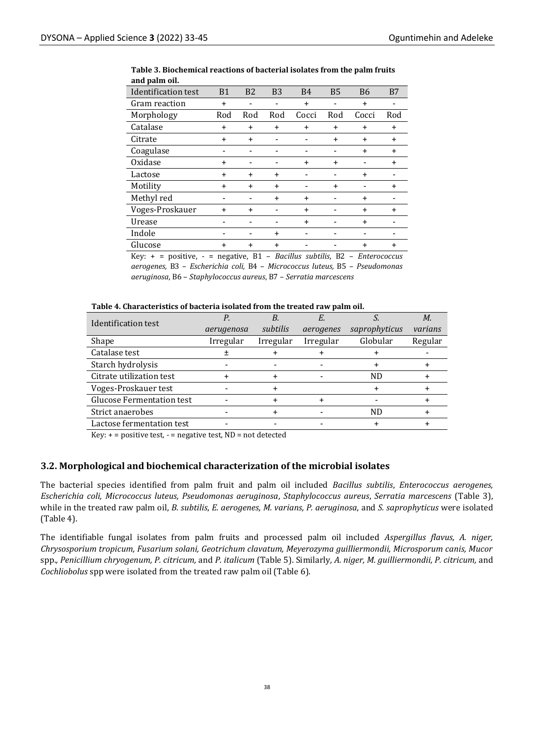**Table 3. Biochemical reactions of bacterial isolates from the palm fruits and palm oil.**

| Identification test | B1 | B2 | B3 | B4 | B5 | B6 | B7 |
|---|---|---|---|---|---|---|---|
| Gram reaction | + | - | - | + | - | + | - |
| Morphology | Rod | Rod | Rod | Cocci | Rod | Cocci | Rod |
| Catalase | + | + | + | + | + | + | + |
| Citrate | + | + | - | - | + | + | + |
| Coagulase | - | - | - | - | - | + | + |
| Oxidase | + | - | - | + | + | - | + |
| Lactose | + | + | + | - | - | + | - |
| Motility | + | + | + | - | + | - | + |
| Methyl red | - | - | + | + | - | + | - |
| Voges-Proskauer | + | + | - | + | - | + | + |
| Urease | - | - | - | + | - | + | - |
| Indole | - | - | + | - | - | - | - |
| Glucose | + | + | + | - | - | + | + |

Key: + = positive, - = negative, B1 – *Bacillus subtilis*, B2 – *Enterococcus aerogenes*, B3 – *Escherichia coli*, B4 – *Micrococcus luteus*, B5 – *Pseudomonas aeruginosa*, B6 – *Staphylococcus aureus*, B7 – *Serratia marcescens*

**Table 4. Characteristics of bacteria isolated from the treated raw palm oil.**

| Identification test | *P. aerugenosa* | *B. subtilis* | *E. aerogenes* | *S. saprophyticus* | *M. varians* |
|---|---|---|---|---|---|
| Shape | Irregular | Irregular | Irregular | Globular | Regular |
| Catalase test | ± | + | + | + | - |
| Starch hydrolysis | - | - | - | + | + |
| Citrate utilization test | + | + | - | ND | + |
| Voges-Proskauer test | - | + | | + | + |
| Glucose Fermentation test | - | + | + | - | + |
| Strict anaerobes | - | + | - | ND | + |
| Lactose fermentation test | - | - | - | + | + |

Key: + = positive test, - = negative test, ND = not detected

### 3.2. Morphological and biochemical characterization of the microbial isolates

The bacterial species identified from palm fruit and palm oil included *Bacillus subtilis*, *Enterococcus aerogenes, Escherichia coli, Micrococcus luteus, Pseudomonas aeruginosa*, *Staphylococcus aureus*, *Serratia marcescens* (Table 3), while in the treated raw palm oil, *B. subtilis*, *E. aerogenes, M. varians, P. aeruginosa*, and *S. saprophyticus* were isolated (Table 4).

The identifiable fungal isolates from palm fruits and processed palm oil included *Aspergillus flavus, A. niger, Chrysosporium tropicum, Fusarium solani, Geotrichum clavatum, Meyerozyma guilliermondii, Microsporum canis, Mucor* spp., *Penicillium chryogenum, P. citricum,* and *P. italicum* (Table 5). Similarly, *A. niger, M. guilliermondii, P. citricum,* and *Cochliobolus* spp were isolated from the treated raw palm oil (Table 6).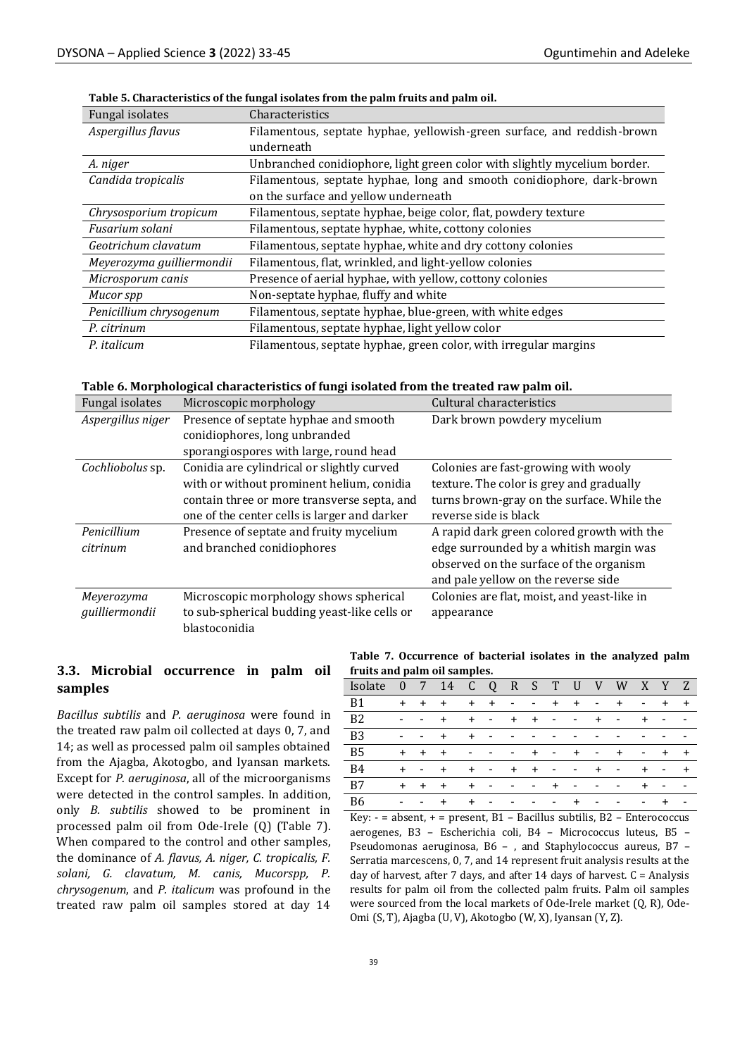**Table 5. Characteristics of the fungal isolates from the palm fruits and palm oil.**

| Fungal isolates | Characteristics |
|---|---|
| *Aspergillus flavus* | Filamentous, septate hyphae, yellowish-green surface, and reddish-brown underneath |
| *A. niger* | Unbranched conidiophore, light green color with slightly mycelium border. |
| *Candida tropicalis* | Filamentous, septate hyphae, long and smooth conidiophore, dark-brown on the surface and yellow underneath |
| *Chrysosporium tropicum* | Filamentous, septate hyphae, beige color, flat, powdery texture |
| *Fusarium solani* | Filamentous, septate hyphae, white, cottony colonies |
| *Geotrichum clavatum* | Filamentous, septate hyphae, white and dry cottony colonies |
| *Meyerozyma guilliermondii* | Filamentous, flat, wrinkled, and light-yellow colonies |
| *Microsporum canis* | Presence of aerial hyphae, with yellow, cottony colonies |
| *Mucor spp* | Non-septate hyphae, fluffy and white |
| *Penicillium chrysogenum* | Filamentous, septate hyphae, blue-green, with white edges |
| *P. citrinum* | Filamentous, septate hyphae, light yellow color |
| *P. italicum* | Filamentous, septate hyphae, green color, with irregular margins |

**Table 6. Morphological characteristics of fungi isolated from the treated raw palm oil.**

| Fungal isolates | Microscopic morphology | Cultural characteristics |
|---|---|---|
| *Aspergillus niger* | Presence of septate hyphae and smooth conidiophores, long unbranded sporangiospores with large, round head | Dark brown powdery mycelium |
| *Cochliobolus* sp. | Conidia are cylindrical or slightly curved with or without prominent helium, conidia contain three or more transverse septa, and one of the center cells is larger and darker | Colonies are fast-growing with wooly texture. The color is grey and gradually turns brown-gray on the surface. While the reverse side is black |
| *Penicillium citrinum* | Presence of septate and fruity mycelium and branched conidiophores | A rapid dark green colored growth with the edge surrounded by a whitish margin was observed on the surface of the organism and pale yellow on the reverse side |
| *Meyerozyma guilliermondii* | Microscopic morphology shows spherical to sub-spherical budding yeast-like cells or blastoconidia | Colonies are flat, moist, and yeast-like in appearance |

## 3.3. Microbial occurrence in palm oil samples

*Bacillus subtilis* and *P. aeruginosa* were found in the treated raw palm oil collected at days 0, 7, and 14; as well as processed palm oil samples obtained from the Ajagba, Akotogbo, and Iyansan markets. Except for *P. aeruginosa*, all of the microorganisms were detected in the control samples. In addition, only *B. subtilis* showed to be prominent in processed palm oil from Ode-Irele (Q) (Table 7). When compared to the control and other samples, the dominance of *A. flavus, A. niger, C. tropicalis, F. solani, G. clavatum, M. canis, Mucorspp, P. chrysogenum*, and *P. italicum* was profound in the treated raw palm oil samples stored at day 14

**Table 7. Occurrence of bacterial isolates in the analyzed palm fruits and palm oil samples.**

| Isolate | 0 | 7 | 14 | C | Q | R | S | T | U | V | W | X | Y | Z |
|---|---|---|---|---|---|---|---|---|---|---|---|---|---|---|
| B1 | + | + | + | + | + | - | - | + | + | - | + | - | + | + |
| B2 | - | - | + | + | - | + | + | - | - | + | - | + | - | - |
| B3 | - | - | + | + | - | - | - | - | - | - | - | - | - | - |
| B5 | + | + | + | - | - | - | + | - | + | - | + | - | + | + |
| B4 | + | - | + | + | - | + | + | - | - | + | - | + | - | + |
| B7 | + | + | + | + | - | - | - | + | - | - | - | + | - | - |
| B6 | - | - | + | + | - | - | - | - | + | - | - | - | + | - |

Key: - = absent, + = present, B1 – Bacillus subtilis, B2 – Enterococcus aerogenes, B3 – Escherichia coli, B4 – Micrococcus luteus, B5 – Pseudomonas aeruginosa, B6 – , and Staphylococcus aureus, B7 – Serratia marcescens, 0, 7, and 14 represent fruit analysis results at the day of harvest, after 7 days, and after 14 days of harvest. C = Analysis results for palm oil from the collected palm fruits. Palm oil samples were sourced from the local markets of Ode-Irele market (Q, R), Ode-Omi (S, T), Ajagba (U, V), Akotogbo (W, X), Iyansan (Y, Z).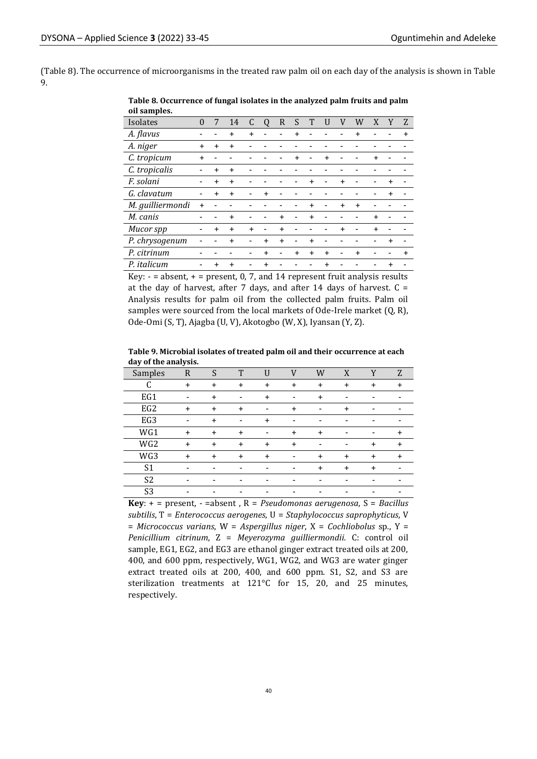(Table 8). The occurrence of microorganisms in the treated raw palm oil on each day of the analysis is shown in Table 9.

**Table 8. Occurrence of fungal isolates in the analyzed palm fruits and palm oil samples.**

| Isolates | 0 | 7 | 14 | C | Q | R | S | T | U | V | W | X | Y | Z |
|---|---|---|---|---|---|---|---|---|---|---|---|---|---|---|
| *A. flavus* | - | - | + | + | - | - | + | - | - | - | + | - | - | + |
| *A. niger* | + | + | + | - | - | - | - | - | - | - | - | - | - | - |
| *C. tropicum* | + | - | - | - | - | - | + | - | + | - | - | + | - | - |
| *C. tropicalis* | - | + | + | - | - | - | - | - | - | - | - | - | - | - |
| *F. solani* | - | + | + | - | - | - | - | + | - | + | - | - | + | - |
| *G. clavatum* | - | + | + | - | + | - | - | - | - | - | - | - | + | - |
| *M. guilliermondi* | + | - | - | - | - | - | - | + | - | + | + | - | - | - |
| *M. canis* | - | - | + | - | - | + | - | + | - | - | - | + | - | - |
| *Mucor spp* | - | + | + | + | - | + | - | - | - | + | - | + | - | - |
| *P. chrysogenum* | - | - | + | - | + | + | - | + | - | - | - | - | + | - |
| *P. citrinum* | - | - | - | - | + | - | + | + | + | - | + | - | - | + |
| *P. italicum* | - | + | + | - | + | - | - | - | + | - | - | - | + | - |

Key: - = absent, + = present, 0, 7, and 14 represent fruit analysis results at the day of harvest, after 7 days, and after 14 days of harvest. C = Analysis results for palm oil from the collected palm fruits. Palm oil samples were sourced from the local markets of Ode-Irele market (Q, R), Ode-Omi (S, T), Ajagba (U, V), Akotogbo (W, X), Iyansan (Y, Z).

**Table 9. Microbial isolates of treated palm oil and their occurrence at each day of the analysis.**

| Samples | R | S | T | U | V | W | X | Y | Z |
|---|---|---|---|---|---|---|---|---|---|
| C | + | + | + | + | + | + | + | + | + |
| EG1 | - | + | - | + | - | + | - | - | - |
| EG2 | + | + | + | - | + | - | + | - | - |
| EG3 | - | + | - | + | - | - | - | - | - |
| WG1 | + | + | + | - | + | + | - | - | + |
| WG2 | + | + | + | + | + | - | - | + | + |
| WG3 | + | + | + | + | - | + | + | + | + |
| S1 | - | - | - | - | - | + | + | + | - |
| S2 | - | - | - | - | - | - | - | - | - |
| S3 | - | - | - | - | - | - | - | - | - |

**Key**: + = present, - =absent , R = *Pseudomonas aerugenosa*, S = *Bacillus subtilis*, T = *Enterococcus aerogenes*, U = *Staphylococcus saprophyticus*, V = *Micrococcus varians*, W = *Aspergillus niger*, X = *Cochliobolus* sp., Y = *Penicillium citrinum*, Z = *Meyerozyma guilliermondii.* C: control oil sample, EG1, EG2, and EG3 are ethanol ginger extract treated oils at 200, 400, and 600 ppm, respectively, WG1, WG2, and WG3 are water ginger extract treated oils at 200, 400, and 600 ppm. S1, S2, and S3 are sterilization treatments at 121°C for 15, 20, and 25 minutes, respectively.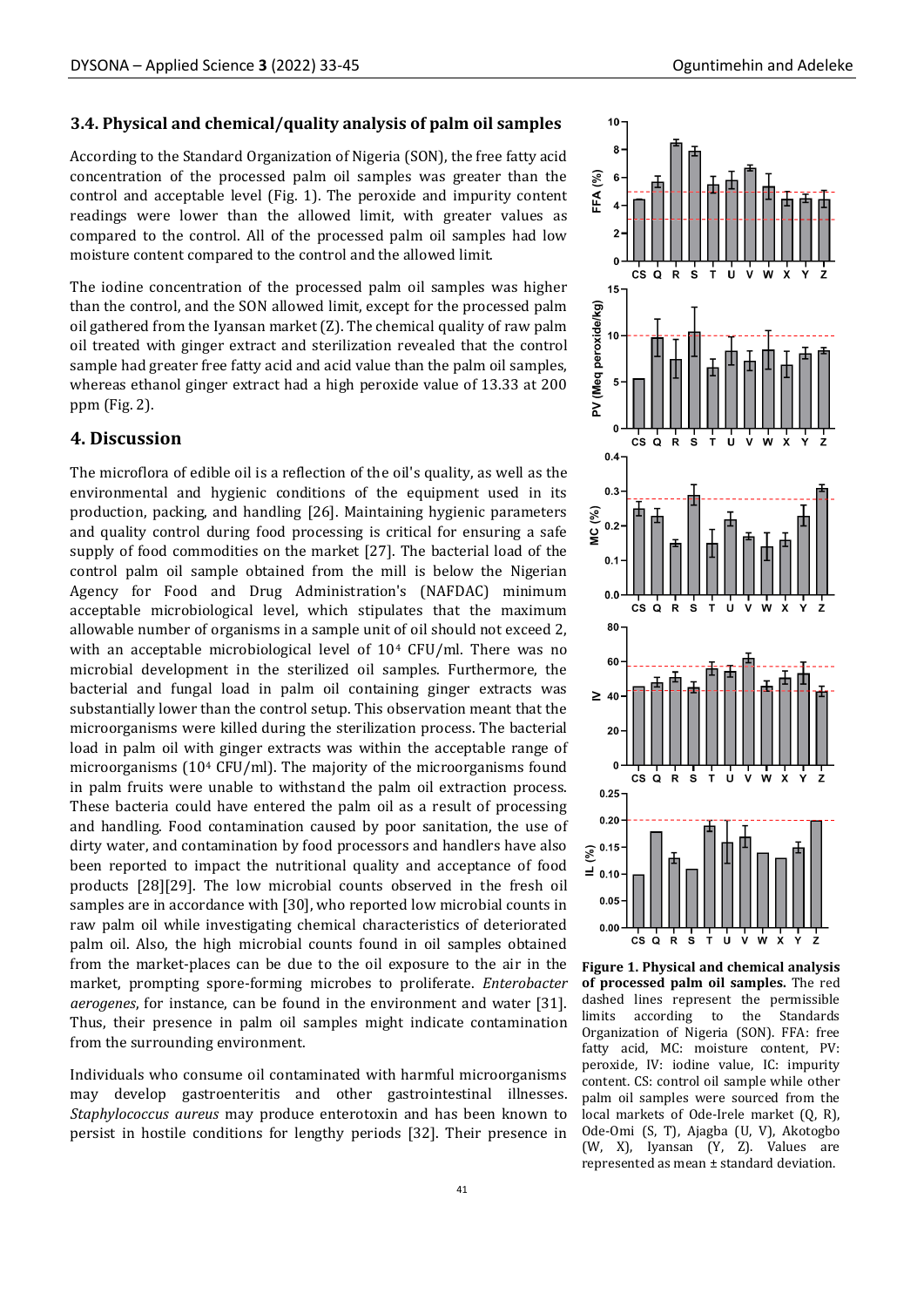### 3.4. Physical and chemical/quality analysis of palm oil samples

According to the Standard Organization of Nigeria (SON), the free fatty acid concentration of the processed palm oil samples was greater than the control and acceptable level (Fig. 1). The peroxide and impurity content readings were lower than the allowed limit, with greater values as compared to the control. All of the processed palm oil samples had low moisture content compared to the control and the allowed limit.

The iodine concentration of the processed palm oil samples was higher than the control, and the SON allowed limit, except for the processed palm oil gathered from the Iyansan market (Z). The chemical quality of raw palm oil treated with ginger extract and sterilization revealed that the control sample had greater free fatty acid and acid value than the palm oil samples, whereas ethanol ginger extract had a high peroxide value of 13.33 at 200 ppm (Fig. 2).

**Figure 1. Physical and chemical analysis of processed palm oil samples.** The red dashed lines represent the permissible limits according to the Standards Organization of Nigeria (SON). FFA: free fatty acid, MC: moisture content, PV: peroxide, IV: iodine value, IC: impurity content. CS: control oil sample while other palm oil samples were sourced from the local markets of Ode-Irele market (Q, R), Ode-Omi (S, T), Ajagba (U, V), Akotogbo (W, X), Iyansan (Y, Z). Values are represented as mean ± standard deviation.

## 4. Discussion

The microflora of edible oil is a reflection of the oil's quality, as well as the environmental and hygienic conditions of the equipment used in its production, packing, and handling [26]. Maintaining hygienic parameters and quality control during food processing is critical for ensuring a safe supply of food commodities on the market [27]. The bacterial load of the control palm oil sample obtained from the mill is below the Nigerian Agency for Food and Drug Administration's (NAFDAC) minimum acceptable microbiological level, which stipulates that the maximum allowable number of organisms in a sample unit of oil should not exceed 2, with an acceptable microbiological level of $10^4$ CFU/ml. There was no microbial development in the sterilized oil samples. Furthermore, the bacterial and fungal load in palm oil containing ginger extracts was substantially lower than the control setup. This observation meant that the microorganisms were killed during the sterilization process. The bacterial load in palm oil with ginger extracts was within the acceptable range of microorganisms ($10^4$ CFU/ml). The majority of the microorganisms found in palm fruits were unable to withstand the palm oil extraction process. These bacteria could have entered the palm oil as a result of processing and handling. Food contamination caused by poor sanitation, the use of dirty water, and contamination by food processors and handlers have also been reported to impact the nutritional quality and acceptance of food products [28][29]. The low microbial counts observed in the fresh oil samples are in accordance with [30], who reported low microbial counts in raw palm oil while investigating chemical characteristics of deteriorated palm oil. Also, the high microbial counts found in oil samples obtained from the market-places can be due to the oil exposure to the air in the market, prompting spore-forming microbes to proliferate. *Enterobacter aerogenes*, for instance, can be found in the environment and water [31]. Thus, their presence in palm oil samples might indicate contamination from the surrounding environment.

Individuals who consume oil contaminated with harmful microorganisms may develop gastroenteritis and other gastrointestinal illnesses. *Staphylococcus aureus* may produce enterotoxin and has been known to persist in hostile conditions for lengthy periods [32]. Their presence in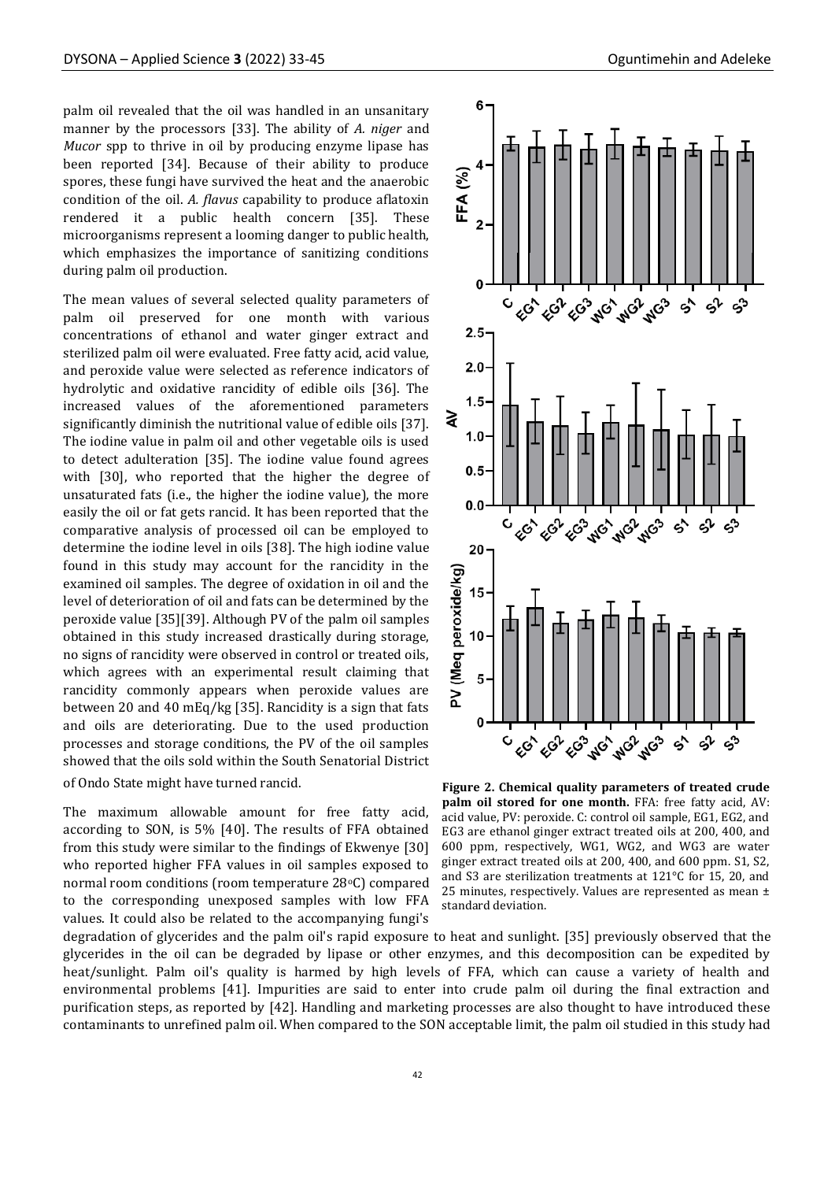palm oil revealed that the oil was handled in an unsanitary manner by the processors [33]. The ability of *A. niger* and *Mucor* spp to thrive in oil by producing enzyme lipase has been reported [34]. Because of their ability to produce spores, these fungi have survived the heat and the anaerobic condition of the oil. *A. flavus* capability to produce aflatoxin rendered it a public health concern [35]. These microorganisms represent a looming danger to public health, which emphasizes the importance of sanitizing conditions during palm oil production.

The mean values of several selected quality parameters of palm oil preserved for one month with various concentrations of ethanol and water ginger extract and sterilized palm oil were evaluated. Free fatty acid, acid value, and peroxide value were selected as reference indicators of hydrolytic and oxidative rancidity of edible oils [36]. The increased values of the aforementioned parameters significantly diminish the nutritional value of edible oils [37]. The iodine value in palm oil and other vegetable oils is used to detect adulteration [35]. The iodine value found agrees with [30], who reported that the higher the degree of unsaturated fats (i.e., the higher the iodine value), the more easily the oil or fat gets rancid. It has been reported that the comparative analysis of processed oil can be employed to determine the iodine level in oils [38]. The high iodine value found in this study may account for the rancidity in the examined oil samples. The degree of oxidation in oil and the level of deterioration of oil and fats can be determined by the peroxide value [35][39]. Although PV of the palm oil samples obtained in this study increased drastically during storage, no signs of rancidity were observed in control or treated oils, which agrees with an experimental result claiming that rancidity commonly appears when peroxide values are between 20 and 40 mEq/kg [35]. Rancidity is a sign that fats and oils are deteriorating. Due to the used production processes and storage conditions, the PV of the oil samples showed that the oils sold within the South Senatorial District of Ondo State might have turned rancid.

The maximum allowable amount for free fatty acid, according to SON, is 5% [40]. The results of FFA obtained from this study were similar to the findings of Ekwenye [30] who reported higher FFA values in oil samples exposed to normal room conditions (room temperature 28°C) compared to the corresponding unexposed samples with low FFA values. It could also be related to the accompanying fungi's degradation of glycerides and the palm oil's rapid exposure to heat and sunlight. [35] previously observed that the glycerides in the oil can be degraded by lipase or other enzymes, and this decomposition can be expedited by heat/sunlight. Palm oil's quality is harmed by high levels of FFA, which can cause a variety of health and environmental problems [41]. Impurities are said to enter into crude palm oil during the final extraction and purification steps, as reported by [42]. Handling and marketing processes are also thought to have introduced these contaminants to unrefined palm oil. When compared to the SON acceptable limit, the palm oil studied in this study had

**Figure 2. Chemical quality parameters of treated crude palm oil stored for one month.** FFA: free fatty acid, AV: acid value, PV: peroxide. C: control oil sample, EG1, EG2, and EG3 are ethanol ginger extract treated oils at 200, 400, and 600 ppm, respectively, WG1, WG2, and WG3 are water ginger extract treated oils at 200, 400, and 600 ppm. S1, S2, and S3 are sterilization treatments at 121°C for 15, 20, and 25 minutes, respectively. Values are represented as mean ± standard deviation.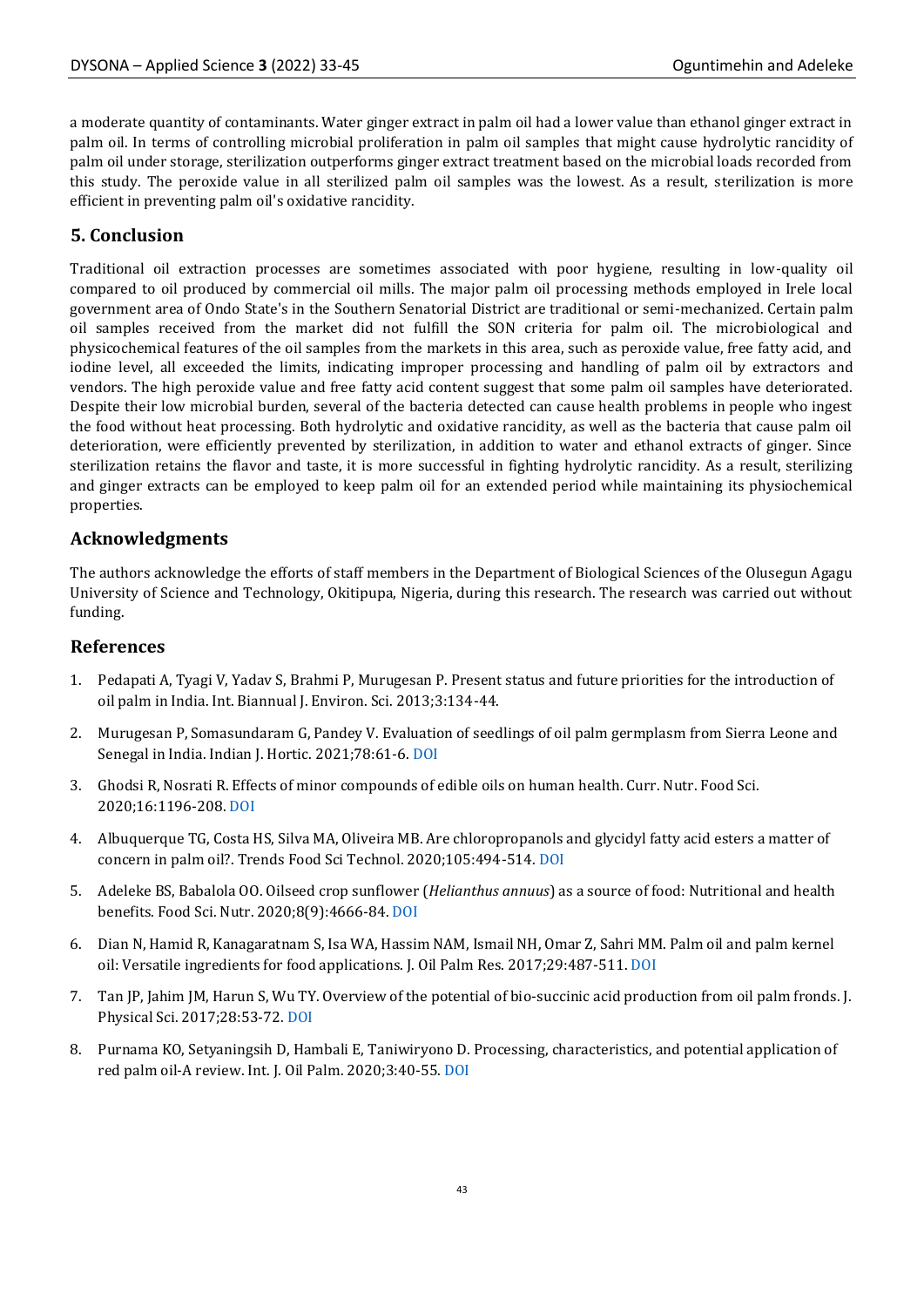a moderate quantity of contaminants. Water ginger extract in palm oil had a lower value than ethanol ginger extract in palm oil. In terms of controlling microbial proliferation in palm oil samples that might cause hydrolytic rancidity of palm oil under storage, sterilization outperforms ginger extract treatment based on the microbial loads recorded from this study. The peroxide value in all sterilized palm oil samples was the lowest. As a result, sterilization is more efficient in preventing palm oil's oxidative rancidity.

## 5. Conclusion

Traditional oil extraction processes are sometimes associated with poor hygiene, resulting in low-quality oil compared to oil produced by commercial oil mills. The major palm oil processing methods employed in Irele local government area of Ondo State's in the Southern Senatorial District are traditional or semi-mechanized. Certain palm oil samples received from the market did not fulfill the SON criteria for palm oil. The microbiological and physicochemical features of the oil samples from the markets in this area, such as peroxide value, free fatty acid, and iodine level, all exceeded the limits, indicating improper processing and handling of palm oil by extractors and vendors. The high peroxide value and free fatty acid content suggest that some palm oil samples have deteriorated. Despite their low microbial burden, several of the bacteria detected can cause health problems in people who ingest the food without heat processing. Both hydrolytic and oxidative rancidity, as well as the bacteria that cause palm oil deterioration, were efficiently prevented by sterilization, in addition to water and ethanol extracts of ginger. Since sterilization retains the flavor and taste, it is more successful in fighting hydrolytic rancidity. As a result, sterilizing and ginger extracts can be employed to keep palm oil for an extended period while maintaining its physiochemical properties.

## Acknowledgments

The authors acknowledge the efforts of staff members in the Department of Biological Sciences of the Olusegun Agagu University of Science and Technology, Okitipupa, Nigeria, during this research. The research was carried out without funding.

## References

1. Pedapati A, Tyagi V, Yadav S, Brahmi P, Murugesan P. Present status and future priorities for the introduction of oil palm in India. Int. Biannual J. Environ. Sci. 2013;3:134-44.
2. Murugesan P, Somasundaram G, Pandey V. Evaluation of seedlings of oil palm germplasm from Sierra Leone and Senegal in India. Indian J. Hortic. 2021;78:61-6. DOI
3. Ghodsi R, Nosrati R. Effects of minor compounds of edible oils on human health. Curr. Nutr. Food Sci. 2020;16:1196-208. DOI
4. Albuquerque TG, Costa HS, Silva MA, Oliveira MB. Are chloropropanols and glycidyl fatty acid esters a matter of concern in palm oil?. Trends Food Sci Technol. 2020;105:494-514. DOI
5. Adeleke BS, Babalola OO. Oilseed crop sunflower (*Helianthus annuus*) as a source of food: Nutritional and health benefits. Food Sci. Nutr. 2020;8(9):4666-84. DOI
6. Dian N, Hamid R, Kanagaratnam S, Isa WA, Hassim NAM, Ismail NH, Omar Z, Sahri MM. Palm oil and palm kernel oil: Versatile ingredients for food applications. J. Oil Palm Res. 2017;29:487-511. DOI
7. Tan JP, Jahim JM, Harun S, Wu TY. Overview of the potential of bio-succinic acid production from oil palm fronds. J. Physical Sci. 2017;28:53-72. DOI
8. Purnama KO, Setyaningsih D, Hambali E, Taniwiryono D. Processing, characteristics, and potential application of red palm oil-A review. Int. J. Oil Palm. 2020;3:40-55. DOI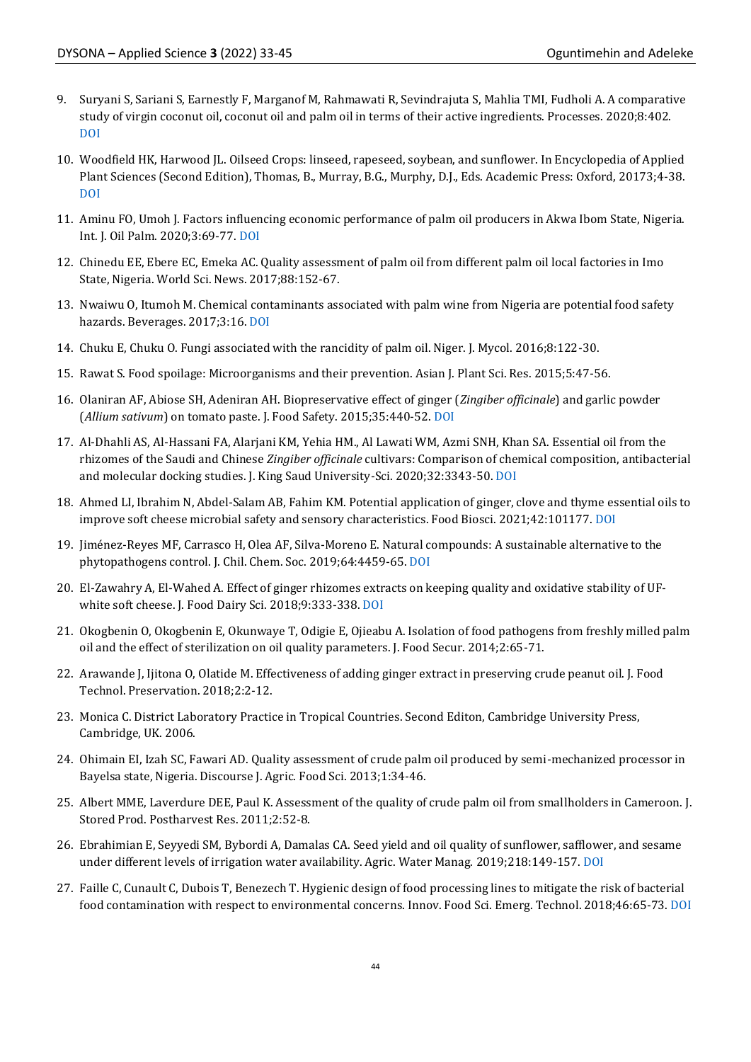9. Suryani S, Sariani S, Earnestly F, Marganof M, Rahmawati R, Sevindrajuta S, Mahlia TMI, Fudholi A. A comparative study of virgin coconut oil, coconut oil and palm oil in terms of their active ingredients. Processes. 2020;8:402. DOI

10. Woodfield HK, Harwood JL. Oilseed Crops: linseed, rapeseed, soybean, and sunflower. In Encyclopedia of Applied Plant Sciences (Second Edition), Thomas, B., Murray, B.G., Murphy, D.J., Eds. Academic Press: Oxford, 20173;4-38. DOI

11. Aminu FO, Umoh J. Factors influencing economic performance of palm oil producers in Akwa Ibom State, Nigeria. Int. J. Oil Palm. 2020;3:69-77. DOI

12. Chinedu EE, Ebere EC, Emeka AC. Quality assessment of palm oil from different palm oil local factories in Imo State, Nigeria. World Sci. News. 2017;88:152-67.

13. Nwaiwu O, Itumoh M. Chemical contaminants associated with palm wine from Nigeria are potential food safety hazards. Beverages. 2017;3:16. DOI

14. Chuku E, Chuku O. Fungi associated with the rancidity of palm oil. Niger. J. Mycol. 2016;8:122-30.

15. Rawat S. Food spoilage: Microorganisms and their prevention. Asian J. Plant Sci. Res. 2015;5:47-56.

16. Olaniran AF, Abiose SH, Adeniran AH. Biopreservative effect of ginger (*Zingiber officinale*) and garlic powder (*Allium sativum*) on tomato paste. J. Food Safety. 2015;35:440-52. DOI

17. Al-Dhahli AS, Al-Hassani FA, Alarjani KM, Yehia HM., Al Lawati WM, Azmi SNH, Khan SA. Essential oil from the rhizomes of the Saudi and Chinese *Zingiber officinale* cultivars: Comparison of chemical composition, antibacterial and molecular docking studies. J. King Saud University-Sci. 2020;32:3343-50. DOI

18. Ahmed LI, Ibrahim N, Abdel-Salam AB, Fahim KM. Potential application of ginger, clove and thyme essential oils to improve soft cheese microbial safety and sensory characteristics. Food Biosci. 2021;42:101177. DOI

19. Jiménez-Reyes MF, Carrasco H, Olea AF, Silva-Moreno E. Natural compounds: A sustainable alternative to the phytopathogens control. J. Chil. Chem. Soc. 2019;64:4459-65. DOI

20. El-Zawahry A, El-Wahed A. Effect of ginger rhizomes extracts on keeping quality and oxidative stability of UF-white soft cheese. J. Food Dairy Sci. 2018;9:333-338. DOI

21. Okogbenin O, Okogbenin E, Okunwaye T, Odigie E, Ojieabu A. Isolation of food pathogens from freshly milled palm oil and the effect of sterilization on oil quality parameters. J. Food Secur. 2014;2:65-71.

22. Arawande J, Ijitona O, Olatide M. Effectiveness of adding ginger extract in preserving crude peanut oil. J. Food Technol. Preservation. 2018;2:2-12.

23. Monica C. District Laboratory Practice in Tropical Countries. Second Editon, Cambridge University Press, Cambridge, UK. 2006.

24. Ohimain EI, Izah SC, Fawari AD. Quality assessment of crude palm oil produced by semi-mechanized processor in Bayelsa state, Nigeria. Discourse J. Agric. Food Sci. 2013;1:34-46.

25. Albert MME, Laverdure DEE, Paul K. Assessment of the quality of crude palm oil from smallholders in Cameroon. J. Stored Prod. Postharvest Res. 2011;2:52-8.

26. Ebrahimian E, Seyyedi SM, Bybordi A, Damalas CA. Seed yield and oil quality of sunflower, safflower, and sesame under different levels of irrigation water availability. Agric. Water Manag. 2019;218:149-157. DOI

27. Faille C, Cunault C, Dubois T, Benezech T. Hygienic design of food processing lines to mitigate the risk of bacterial food contamination with respect to environmental concerns. Innov. Food Sci. Emerg. Technol. 2018;46:65-73. DOI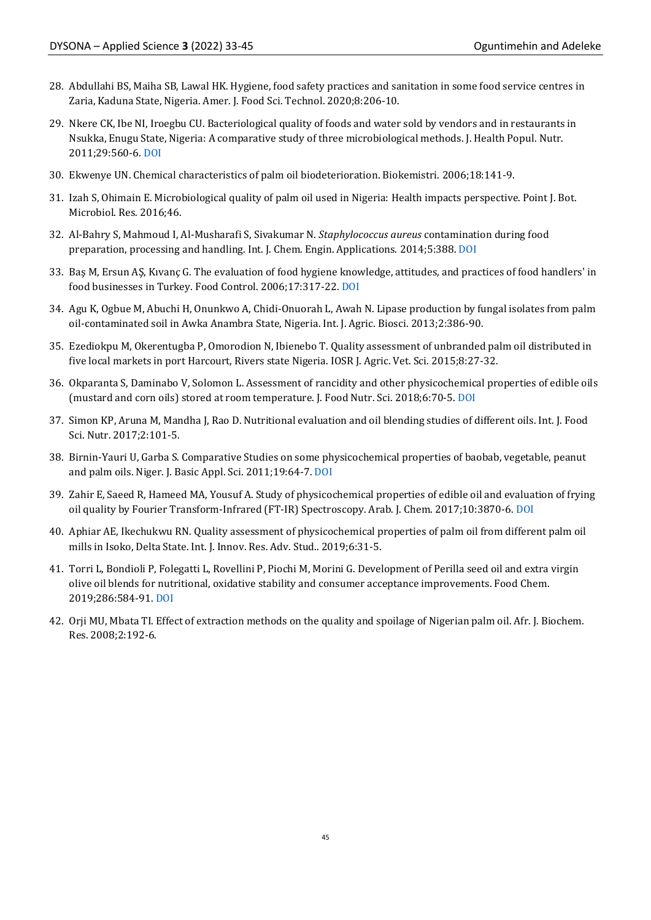28. Abdullahi BS, Maiha SB, Lawal HK. Hygiene, food safety practices and sanitation in some food service centres in Zaria, Kaduna State, Nigeria. Amer. J. Food Sci. Technol. 2020;8:206-10.
29. Nkere CK, Ibe NI, Iroegbu CU. Bacteriological quality of foods and water sold by vendors and in restaurants in Nsukka, Enugu State, Nigeria: A comparative study of three microbiological methods. J. Health Popul. Nutr. 2011;29:560-6. DOI
30. Ekwenye UN. Chemical characteristics of palm oil biodeterioration. Biokemistri. 2006;18:141-9.
31. Izah S, Ohimain E. Microbiological quality of palm oil used in Nigeria: Health impacts perspective. Point J. Bot. Microbiol. Res. 2016;46.
32. Al-Bahry S, Mahmoud I, Al-Musharafi S, Sivakumar N. *Staphylococcus aureus* contamination during food preparation, processing and handling. Int. J. Chem. Engin. Applications. 2014;5:388. DOI
33. Baş M, Ersun AŞ, Kıvanç G. The evaluation of food hygiene knowledge, attitudes, and practices of food handlers' in food businesses in Turkey. Food Control. 2006;17:317-22. DOI
34. Agu K, Ogbue M, Abuchi H, Onunkwo A, Chidi-Onuorah L, Awah N. Lipase production by fungal isolates from palm oil-contaminated soil in Awka Anambra State, Nigeria. Int. J. Agric. Biosci. 2013;2:386-90.
35. Ezediokpu M, Okerentugba P, Omorodion N, Ibienebo T. Quality assessment of unbranded palm oil distributed in five local markets in port Harcourt, Rivers state Nigeria. IOSR J. Agric. Vet. Sci. 2015;8:27-32.
36. Okparanta S, Daminabo V, Solomon L. Assessment of rancidity and other physicochemical properties of edible oils (mustard and corn oils) stored at room temperature. J. Food Nutr. Sci. 2018;6:70-5. DOI
37. Simon KP, Aruna M, Mandha J, Rao D. Nutritional evaluation and oil blending studies of different oils. Int. J. Food Sci. Nutr. 2017;2:101-5.
38. Birnin-Yauri U, Garba S. Comparative Studies on some physicochemical properties of baobab, vegetable, peanut and palm oils. Niger. J. Basic Appl. Sci. 2011;19:64-7. DOI
39. Zahir E, Saeed R, Hameed MA, Yousuf A. Study of physicochemical properties of edible oil and evaluation of frying oil quality by Fourier Transform-Infrared (FT-IR) Spectroscopy. Arab. J. Chem. 2017;10:3870-6. DOI
40. Aphiar AE, Ikechukwu RN. Quality assessment of physicochemical properties of palm oil from different palm oil mills in Isoko, Delta State. Int. J. Innov. Res. Adv. Stud.. 2019;6:31-5.
41. Torri L, Bondioli P, Folegatti L, Rovellini P, Piochi M, Morini G. Development of Perilla seed oil and extra virgin olive oil blends for nutritional, oxidative stability and consumer acceptance improvements. Food Chem. 2019;286:584-91. DOI
42. Orji MU, Mbata TI. Effect of extraction methods on the quality and spoilage of Nigerian palm oil. Afr. J. Biochem. Res. 2008;2:192-6.